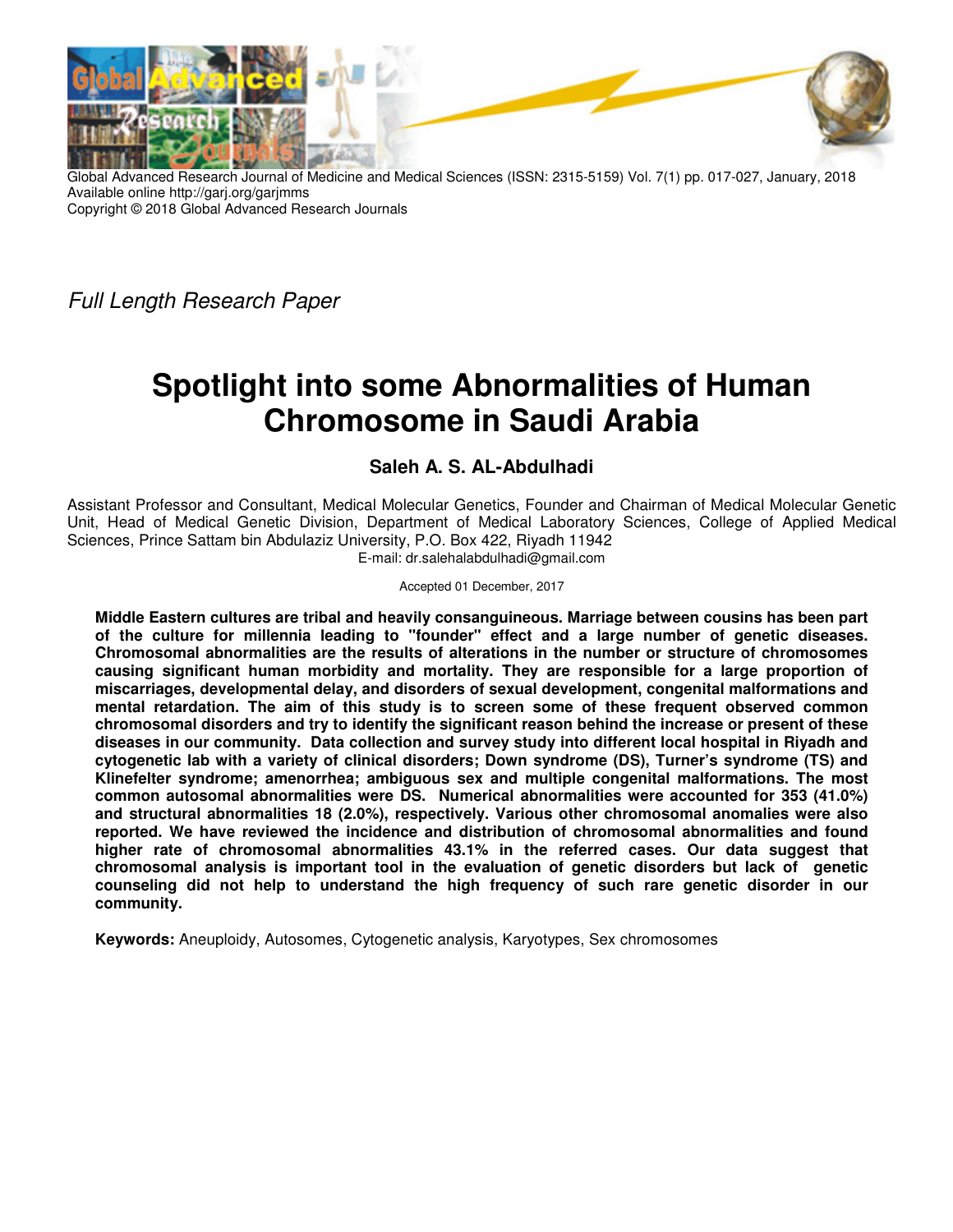Global Advanced Research Journal of Medicine and Medical Sciences (ISSN: 2315-5159) Vol. 7(1) pp. 017-027, January, 2018
Available online http://garj.org/garjmms
Copyright © 2018 Global Advanced Research Journals

*Full Length Research Paper*

# Spotlight into some Abnormalities of Human Chromosome in Saudi Arabia

**Saleh A. S. AL-Abdulhadi**

Assistant Professor and Consultant, Medical Molecular Genetics, Founder and Chairman of Medical Molecular Genetic Unit, Head of Medical Genetic Division, Department of Medical Laboratory Sciences, College of Applied Medical Sciences, Prince Sattam bin Abdulaziz University, P.O. Box 422, Riyadh 11942
E-mail: dr.salehalabdulhadi@gmail.com

Accepted 01 December, 2017

**Middle Eastern cultures are tribal and heavily consanguineous. Marriage between cousins has been part of the culture for millennia leading to "founder" effect and a large number of genetic diseases. Chromosomal abnormalities are the results of alterations in the number or structure of chromosomes causing significant human morbidity and mortality. They are responsible for a large proportion of miscarriages, developmental delay, and disorders of sexual development, congenital malformations and mental retardation. The aim of this study is to screen some of these frequent observed common chromosomal disorders and try to identify the significant reason behind the increase or present of these diseases in our community. Data collection and survey study into different local hospital in Riyadh and cytogenetic lab with a variety of clinical disorders; Down syndrome (DS), Turner's syndrome (TS) and Klinefelter syndrome; amenorrhea; ambiguous sex and multiple congenital malformations. The most common autosomal abnormalities were DS. Numerical abnormalities were accounted for 353 (41.0%) and structural abnormalities 18 (2.0%), respectively. Various other chromosomal anomalies were also reported. We have reviewed the incidence and distribution of chromosomal abnormalities and found higher rate of chromosomal abnormalities 43.1% in the referred cases. Our data suggest that chromosomal analysis is important tool in the evaluation of genetic disorders but lack of genetic counseling did not help to understand the high frequency of such rare genetic disorder in our community.**

**Keywords:** Aneuploidy, Autosomes, Cytogenetic analysis, Karyotypes, Sex chromosomes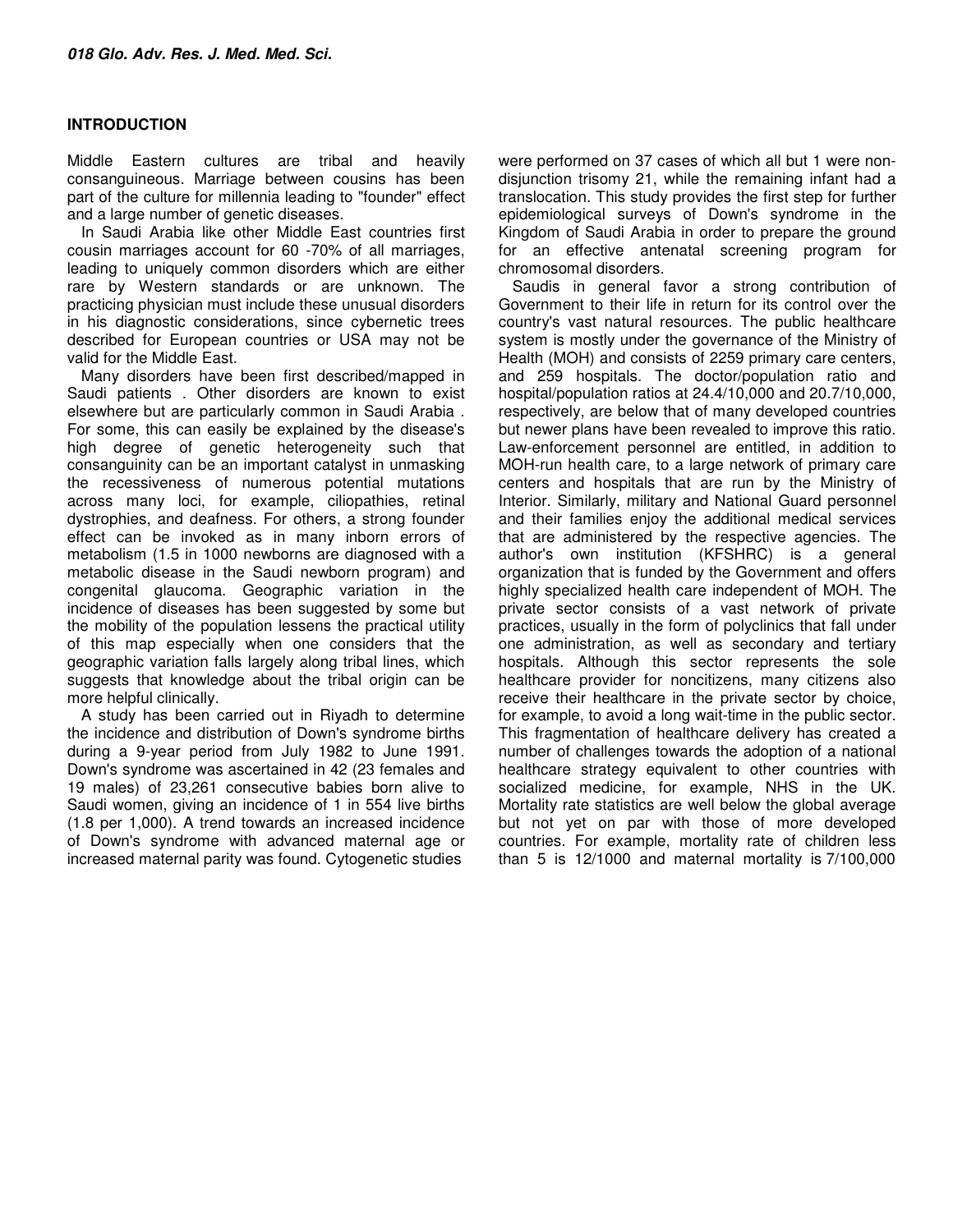## INTRODUCTION

Middle Eastern cultures are tribal and heavily consanguineous. Marriage between cousins has been part of the culture for millennia leading to "founder" effect and a large number of genetic diseases.

In Saudi Arabia like other Middle East countries first cousin marriages account for 60 -70% of all marriages, leading to uniquely common disorders which are either rare by Western standards or are unknown. The practicing physician must include these unusual disorders in his diagnostic considerations, since cybernetic trees described for European countries or USA may not be valid for the Middle East.

Many disorders have been first described/mapped in Saudi patients . Other disorders are known to exist elsewhere but are particularly common in Saudi Arabia . For some, this can easily be explained by the disease's high degree of genetic heterogeneity such that consanguinity can be an important catalyst in unmasking the recessiveness of numerous potential mutations across many loci, for example, ciliopathies, retinal dystrophies, and deafness. For others, a strong founder effect can be invoked as in many inborn errors of metabolism (1.5 in 1000 newborns are diagnosed with a metabolic disease in the Saudi newborn program) and congenital glaucoma. Geographic variation in the incidence of diseases has been suggested by some but the mobility of the population lessens the practical utility of this map especially when one considers that the geographic variation falls largely along tribal lines, which suggests that knowledge about the tribal origin can be more helpful clinically.

A study has been carried out in Riyadh to determine the incidence and distribution of Down's syndrome births during a 9-year period from July 1982 to June 1991. Down's syndrome was ascertained in 42 (23 females and 19 males) of 23,261 consecutive babies born alive to Saudi women, giving an incidence of 1 in 554 live births (1.8 per 1,000). A trend towards an increased incidence of Down's syndrome with advanced maternal age or increased maternal parity was found. Cytogenetic studies were performed on 37 cases of which all but 1 were non-disjunction trisomy 21, while the remaining infant had a translocation. This study provides the first step for further epidemiological surveys of Down's syndrome in the Kingdom of Saudi Arabia in order to prepare the ground for an effective antenatal screening program for chromosomal disorders.

Saudis in general favor a strong contribution of Government to their life in return for its control over the country's vast natural resources. The public healthcare system is mostly under the governance of the Ministry of Health (MOH) and consists of 2259 primary care centers, and 259 hospitals. The doctor/population ratio and hospital/population ratios at 24.4/10,000 and 20.7/10,000, respectively, are below that of many developed countries but newer plans have been revealed to improve this ratio. Law-enforcement personnel are entitled, in addition to MOH-run health care, to a large network of primary care centers and hospitals that are run by the Ministry of Interior. Similarly, military and National Guard personnel and their families enjoy the additional medical services that are administered by the respective agencies. The author's own institution (KFSHRC) is a general organization that is funded by the Government and offers highly specialized health care independent of MOH. The private sector consists of a vast network of private practices, usually in the form of polyclinics that fall under one administration, as well as secondary and tertiary hospitals. Although this sector represents the sole healthcare provider for noncitizens, many citizens also receive their healthcare in the private sector by choice, for example, to avoid a long wait-time in the public sector. This fragmentation of healthcare delivery has created a number of challenges towards the adoption of a national healthcare strategy equivalent to other countries with socialized medicine, for example, NHS in the UK. Mortality rate statistics are well below the global average but not yet on par with those of more developed countries. For example, mortality rate of children less than 5 is 12/1000 and maternal mortality is 7/100,000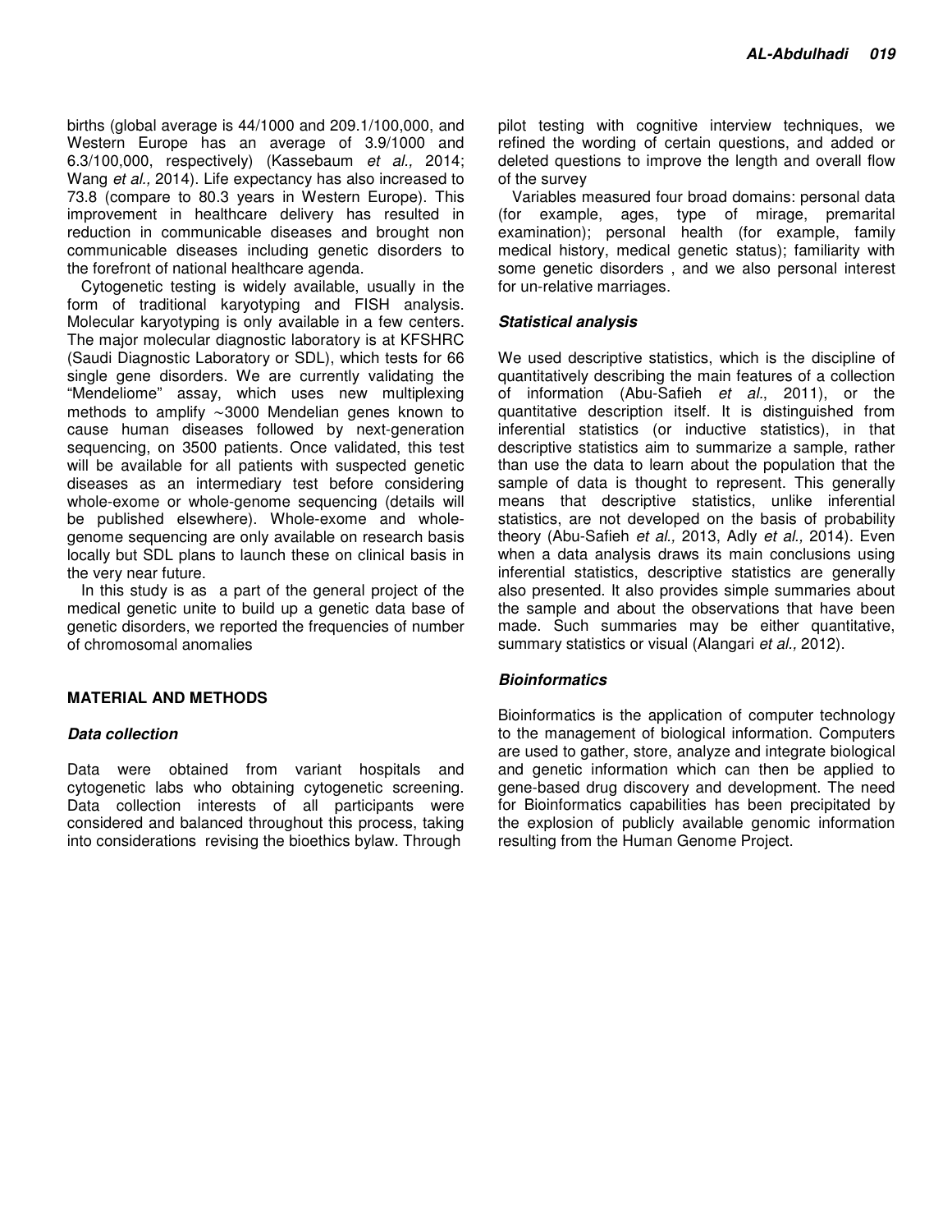births (global average is 44/1000 and 209.1/100,000, and Western Europe has an average of 3.9/1000 and 6.3/100,000, respectively) (Kassebaum *et al.,* 2014; Wang *et al.,* 2014). Life expectancy has also increased to 73.8 (compare to 80.3 years in Western Europe). This improvement in healthcare delivery has resulted in reduction in communicable diseases and brought non communicable diseases including genetic disorders to the forefront of national healthcare agenda.

Cytogenetic testing is widely available, usually in the form of traditional karyotyping and FISH analysis. Molecular karyotyping is only available in a few centers. The major molecular diagnostic laboratory is at KFSHRC (Saudi Diagnostic Laboratory or SDL), which tests for 66 single gene disorders. We are currently validating the "Mendeliome" assay, which uses new multiplexing methods to amplify ~3000 Mendelian genes known to cause human diseases followed by next-generation sequencing, on 3500 patients. Once validated, this test will be available for all patients with suspected genetic diseases as an intermediary test before considering whole-exome or whole-genome sequencing (details will be published elsewhere). Whole-exome and whole-genome sequencing are only available on research basis locally but SDL plans to launch these on clinical basis in the very near future.

In this study is as a part of the general project of the medical genetic unite to build up a genetic data base of genetic disorders, we reported the frequencies of number of chromosomal anomalies

## MATERIAL AND METHODS

### *Data collection*

Data were obtained from variant hospitals and cytogenetic labs who obtaining cytogenetic screening. Data collection interests of all participants were considered and balanced throughout this process, taking into considerations revising the bioethics bylaw. Through pilot testing with cognitive interview techniques, we refined the wording of certain questions, and added or deleted questions to improve the length and overall flow of the survey

Variables measured four broad domains: personal data (for example, ages, type of mirage, premarital examination); personal health (for example, family medical history, medical genetic status); familiarity with some genetic disorders , and we also personal interest for un-relative marriages.

### *Statistical analysis*

We used descriptive statistics, which is the discipline of quantitatively describing the main features of a collection of information (Abu-Safieh *et al*., 2011), or the quantitative description itself. It is distinguished from inferential statistics (or inductive statistics), in that descriptive statistics aim to summarize a sample, rather than use the data to learn about the population that the sample of data is thought to represent. This generally means that descriptive statistics, unlike inferential statistics, are not developed on the basis of probability theory (Abu-Safieh *et al.,* 2013, Adly *et al.,* 2014). Even when a data analysis draws its main conclusions using inferential statistics, descriptive statistics are generally also presented. It also provides simple summaries about the sample and about the observations that have been made. Such summaries may be either quantitative, summary statistics or visual (Alangari *et al.,* 2012).

### *Bioinformatics*

Bioinformatics is the application of computer technology to the management of biological information. Computers are used to gather, store, analyze and integrate biological and genetic information which can then be applied to gene-based drug discovery and development. The need for Bioinformatics capabilities has been precipitated by the explosion of publicly available genomic information resulting from the Human Genome Project.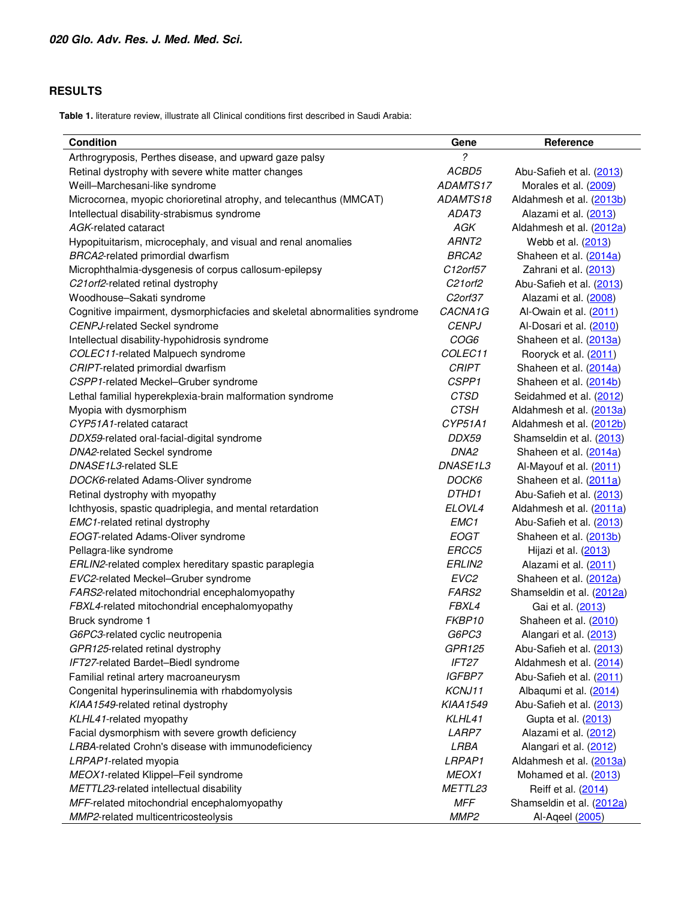## RESULTS

**Table 1.** literature review, illustrate all Clinical conditions first described in Saudi Arabia:

| Condition | Gene | Reference |
|---|---|---|
| Arthrogryposis, Perthes disease, and upward gaze palsy | ? | |
| Retinal dystrophy with severe white matter changes | *ACBD5* | Abu-Safieh et al. (2013) |
| Weill–Marchesani-like syndrome | *ADAMTS17* | Morales et al. (2009) |
| Microcornea, myopic chorioretinal atrophy, and telecanthus (MMCAT) | *ADAMTS18* | Aldahmesh et al. (2013b) |
| Intellectual disability-strabismus syndrome | *ADAT3* | Alazami et al. (2013) |
| *AGK*-related cataract | *AGK* | Aldahmesh et al. (2012a) |
| Hypopituitarism, microcephaly, and visual and renal anomalies | *ARNT2* | Webb et al. (2013) |
| *BRCA2*-related primordial dwarfism | *BRCA2* | Shaheen et al. (2014a) |
| Microphthalmia-dysgenesis of corpus callosum-epilepsy | *C12orf57* | Zahrani et al. (2013) |
| *C21orf2*-related retinal dystrophy | *C21orf2* | Abu-Safieh et al. (2013) |
| Woodhouse–Sakati syndrome | *C2orf37* | Alazami et al. (2008) |
| Cognitive impairment, dysmorphicfacies and skeletal abnormalities syndrome | *CACNA1G* | Al-Owain et al. (2011) |
| *CENPJ*-related Seckel syndrome | *CENPJ* | Al-Dosari et al. (2010) |
| Intellectual disability-hypohidrosis syndrome | *COG6* | Shaheen et al. (2013a) |
| *COLEC11*-related Malpuech syndrome | *COLEC11* | Rooryck et al. (2011) |
| *CRIPT*-related primordial dwarfism | *CRIPT* | Shaheen et al. (2014a) |
| *CSPP1*-related Meckel–Gruber syndrome | *CSPP1* | Shaheen et al. (2014b) |
| Lethal familial hyperekplexia-brain malformation syndrome | *CTSD* | Seidahmed et al. (2012) |
| Myopia with dysmorphism | *CTSH* | Aldahmesh et al. (2013a) |
| *CYP51A1*-related cataract | *CYP51A1* | Aldahmesh et al. (2012b) |
| *DDX59*-related oral-facial-digital syndrome | *DDX59* | Shamseldin et al. (2013) |
| *DNA2*-related Seckel syndrome | *DNA2* | Shaheen et al. (2014a) |
| *DNASE1L3*-related SLE | *DNASE1L3* | Al-Mayouf et al. (2011) |
| *DOCK6*-related Adams-Oliver syndrome | *DOCK6* | Shaheen et al. (2011a) |
| Retinal dystrophy with myopathy | *DTHD1* | Abu-Safieh et al. (2013) |
| Ichthyosis, spastic quadriplegia, and mental retardation | *ELOVL4* | Aldahmesh et al. (2011a) |
| *EMC1*-related retinal dystrophy | *EMC1* | Abu-Safieh et al. (2013) |
| *EOGT*-related Adams-Oliver syndrome | *EOGT* | Shaheen et al. (2013b) |
| Pellagra-like syndrome | *ERCC5* | Hijazi et al. (2013) |
| *ERLIN2*-related complex hereditary spastic paraplegia | *ERLIN2* | Alazami et al. (2011) |
| *EVC2*-related Meckel–Gruber syndrome | *EVC2* | Shaheen et al. (2012a) |
| *FARS2*-related mitochondrial encephalomyopathy | *FARS2* | Shamseldin et al. (2012a) |
| *FBXL4*-related mitochondrial encephalomyopathy | *FBXL4* | Gai et al. (2013) |
| Bruck syndrome 1 | *FKBP10* | Shaheen et al. (2010) |
| *G6PC3*-related cyclic neutropenia | *G6PC3* | Alangari et al. (2013) |
| *GPR125*-related retinal dystrophy | *GPR125* | Abu-Safieh et al. (2013) |
| *IFT27*-related Bardet–Biedl syndrome | *IFT27* | Aldahmesh et al. (2014) |
| Familial retinal artery macroaneurysm | *IGFBP7* | Abu-Safieh et al. (2011) |
| Congenital hyperinsulinemia with rhabdomyolysis | *KCNJ11* | Albaqumi et al. (2014) |
| *KIAA1549*-related retinal dystrophy | *KIAA1549* | Abu-Safieh et al. (2013) |
| *KLHL41*-related myopathy | *KLHL41* | Gupta et al. (2013) |
| Facial dysmorphism with severe growth deficiency | *LARP7* | Alazami et al. (2012) |
| *LRBA*-related Crohn's disease with immunodeficiency | *LRBA* | Alangari et al. (2012) |
| *LRPAP1*-related myopia | *LRPAP1* | Aldahmesh et al. (2013a) |
| *MEOX1*-related Klippel–Feil syndrome | *MEOX1* | Mohamed et al. (2013) |
| *METTL23*-related intellectual disability | *METTL23* | Reiff et al. (2014) |
| *MFF*-related mitochondrial encephalomyopathy | *MFF* | Shamseldin et al. (2012a) |
| *MMP2*-related multicentricosteolysis | *MMP2* | Al-Aqeel (2005) |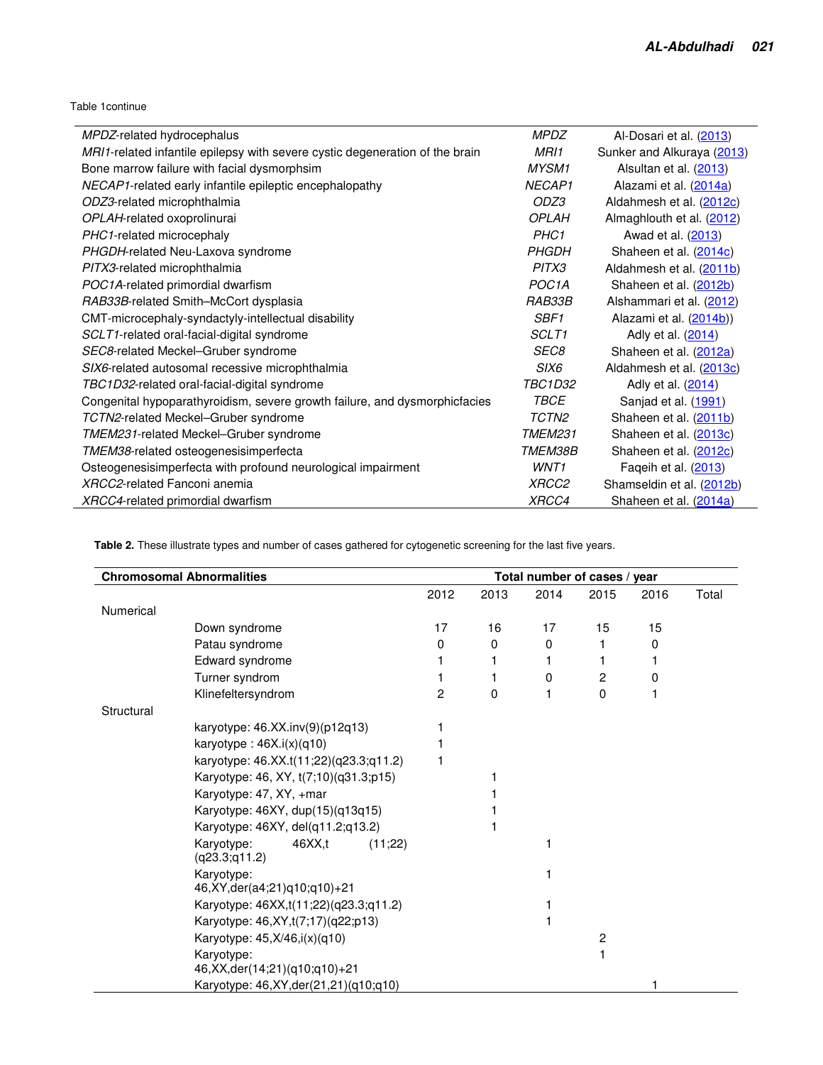Table 1continue

| | | |
|---|---|---|
| *MPDZ*-related hydrocephalus | *MPDZ* | Al-Dosari et al. (2013) |
| *MRI1*-related infantile epilepsy with severe cystic degeneration of the brain | *MRI1* | Sunker and Alkuraya (2013) |
| Bone marrow failure with facial dysmorphsim | *MYSM1* | Alsultan et al. (2013) |
| *NECAP1*-related early infantile epileptic encephalopathy | *NECAP1* | Alazami et al. (2014a) |
| *ODZ3*-related microphthalmia | *ODZ3* | Aldahmesh et al. (2012c) |
| *OPLAH*-related oxoprolinurai | *OPLAH* | Almaghlouth et al. (2012) |
| *PHC1*-related microcephaly | *PHC1* | Awad et al. (2013) |
| *PHGDH*-related Neu-Laxova syndrome | *PHGDH* | Shaheen et al. (2014c) |
| *PITX3*-related microphthalmia | *PITX3* | Aldahmesh et al. (2011b) |
| *POC1A*-related primordial dwarfism | *POC1A* | Shaheen et al. (2012b) |
| *RAB33B*-related Smith–McCort dysplasia | *RAB33B* | Alshammari et al. (2012) |
| CMT-microcephaly-syndactyly-intellectual disability | *SBF1* | Alazami et al. (2014b)) |
| *SCLT1*-related oral-facial-digital syndrome | *SCLT1* | Adly et al. (2014) |
| *SEC8*-related Meckel–Gruber syndrome | *SEC8* | Shaheen et al. (2012a) |
| *SIX6*-related autosomal recessive microphthalmia | *SIX6* | Aldahmesh et al. (2013c) |
| *TBC1D32*-related oral-facial-digital syndrome | *TBC1D32* | Adly et al. (2014) |
| Congenital hypoparathyroidism, severe growth failure, and dysmorphicfacies | *TBCE* | Sanjad et al. (1991) |
| *TCTN2*-related Meckel–Gruber syndrome | *TCTN2* | Shaheen et al. (2011b) |
| *TMEM231*-related Meckel–Gruber syndrome | *TMEM231* | Shaheen et al. (2013c) |
| *TMEM38*-related osteogenesisimperfecta | *TMEM38B* | Shaheen et al. (2012c) |
| Osteogenesisimperfecta with profound neurological impairment | *WNT1* | Faqeih et al. (2013) |
| *XRCC2*-related Fanconi anemia | *XRCC2* | Shamseldin et al. (2012b) |
| *XRCC4*-related primordial dwarfism | *XRCC4* | Shaheen et al. (2014a) |

**Table 2.** These illustrate types and number of cases gathered for cytogenetic screening for the last five years.

| **Chromosomal Abnormalities** | | **Total number of cases / year** | | | | | |
|---|---|---|---|---|---|---|---|
| | | 2012 | 2013 | 2014 | 2015 | 2016 | Total |
| Numerical | | | | | | | |
| | Down syndrome | 17 | 16 | 17 | 15 | 15 | |
| | Patau syndrome | 0 | 0 | 0 | 1 | 0 | |
| | Edward syndrome | 1 | 1 | 1 | 1 | 1 | |
| | Turner syndrom | 1 | 1 | 0 | 2 | 0 | |
| | Klinefeltersyndrom | 2 | 0 | 1 | 0 | 1 | |
| Structural | | | | | | | |
| | karyotype: 46.XX.inv(9)(p12q13) | 1 | | | | | |
| | karyotype : 46X.i(x)(q10) | 1 | | | | | |
| | karyotype: 46.XX.t(11;22)(q23.3;q11.2) | 1 | | | | | |
| | Karyotype: 46, XY, t(7;10)(q31.3;p15) | | 1 | | | | |
| | Karyotype: 47, XY, +mar | | 1 | | | | |
| | Karyotype: 46XY, dup(15)(q13q15) | | 1 | | | | |
| | Karyotype: 46XY, del(q11.2;q13.2) | | 1 | | | | |
| | Karyotype: 46XX,t (11;22) (q23.3;q11.2) | | | 1 | | | |
| | Karyotype: 46,XY,der(a4;21)q10;q10)+21 | | | 1 | | | |
| | Karyotype: 46XX,t(11;22)(q23.3;q11.2) | | | 1 | | | |
| | Karyotype: 46,XY,t(7;17)(q22;p13) | | | 1 | | | |
| | Karyotype: 45,X/46,i(x)(q10) | | | | 2 | | |
| | Karyotype: 46,XX,der(14;21)(q10;q10)+21 | | | | 1 | | |
| | Karyotype: 46,XY,der(21,21)(q10;q10) | | | | | 1 | |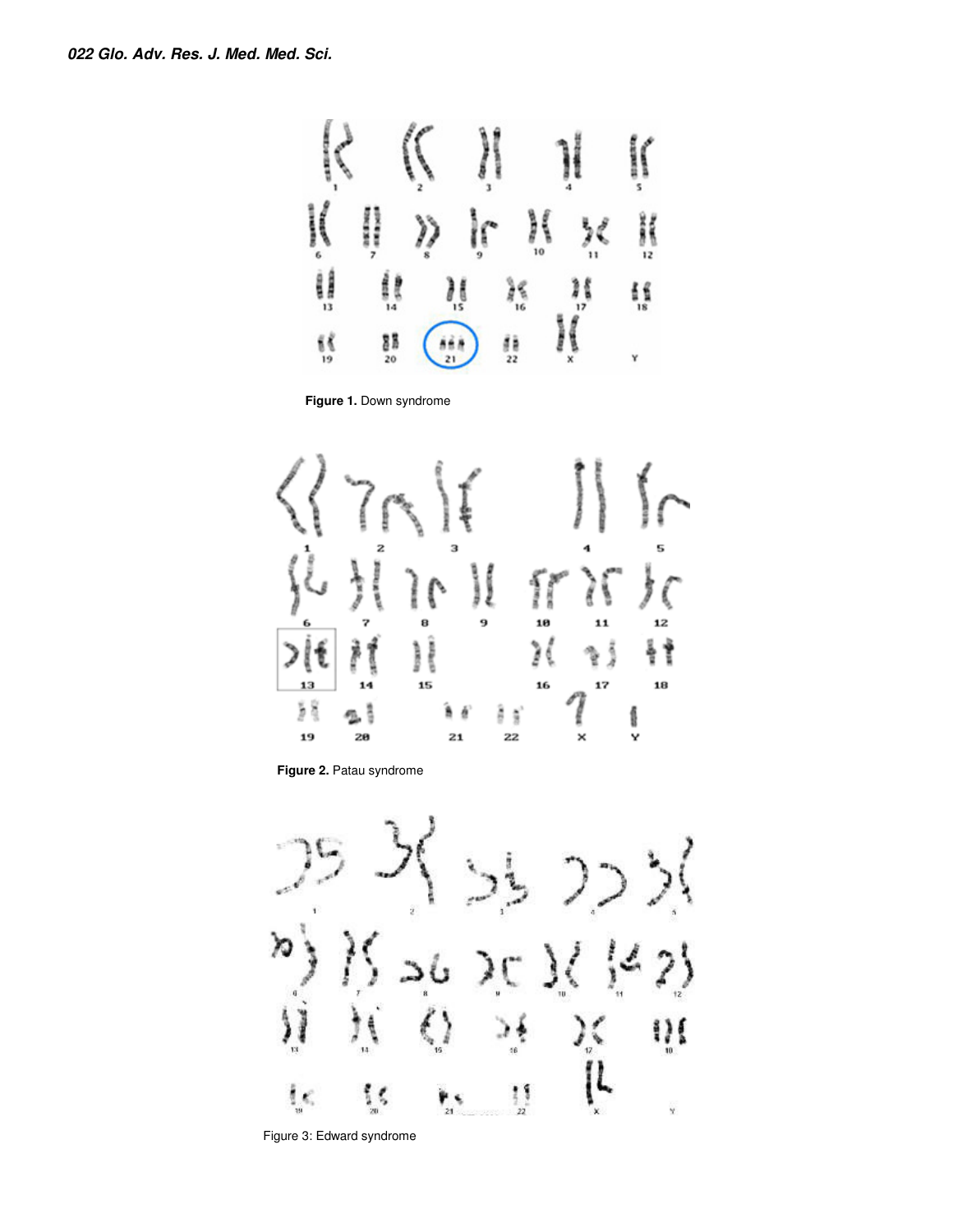Figure 1. Down syndrome

Figure 2. Patau syndrome

Figure 3: Edward syndrome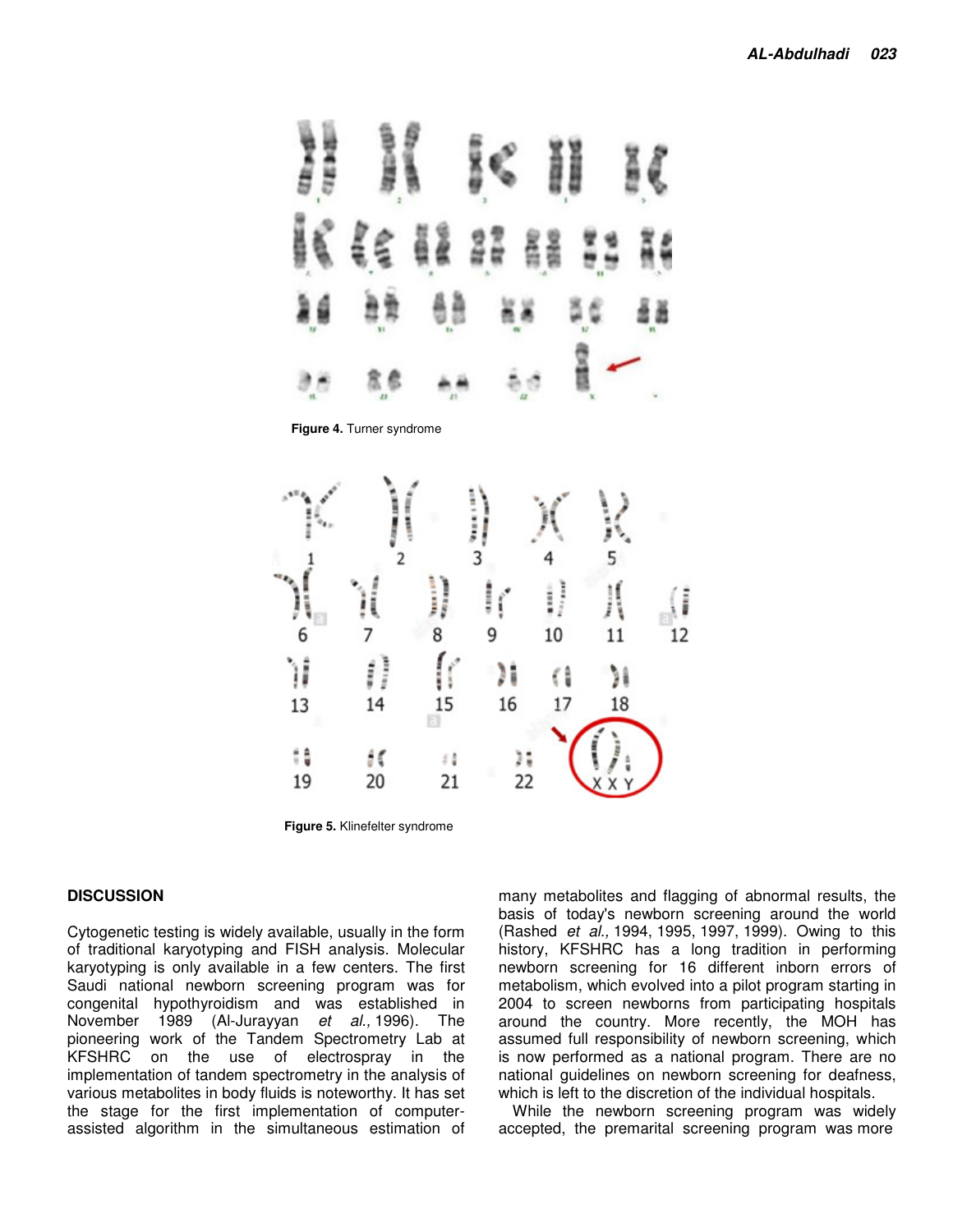**Figure 4.** Turner syndrome

**Figure 5.** Klinefelter syndrome

## DISCUSSION

Cytogenetic testing is widely available, usually in the form of traditional karyotyping and FISH analysis. Molecular karyotyping is only available in a few centers. The first Saudi national newborn screening program was for congenital hypothyroidism and was established in November 1989 (Al-Jurayyan *et al.,* 1996). The pioneering work of the Tandem Spectrometry Lab at KFSHRC on the use of electrospray in the implementation of tandem spectrometry in the analysis of various metabolites in body fluids is noteworthy. It has set the stage for the first implementation of computer-assisted algorithm in the simultaneous estimation of many metabolites and flagging of abnormal results, the basis of today's newborn screening around the world (Rashed *et al.,* 1994, 1995, 1997, 1999). Owing to this history, KFSHRC has a long tradition in performing newborn screening for 16 different inborn errors of metabolism, which evolved into a pilot program starting in 2004 to screen newborns from participating hospitals around the country. More recently, the MOH has assumed full responsibility of newborn screening, which is now performed as a national program. There are no national guidelines on newborn screening for deafness, which is left to the discretion of the individual hospitals.

While the newborn screening program was widely accepted, the premarital screening program was more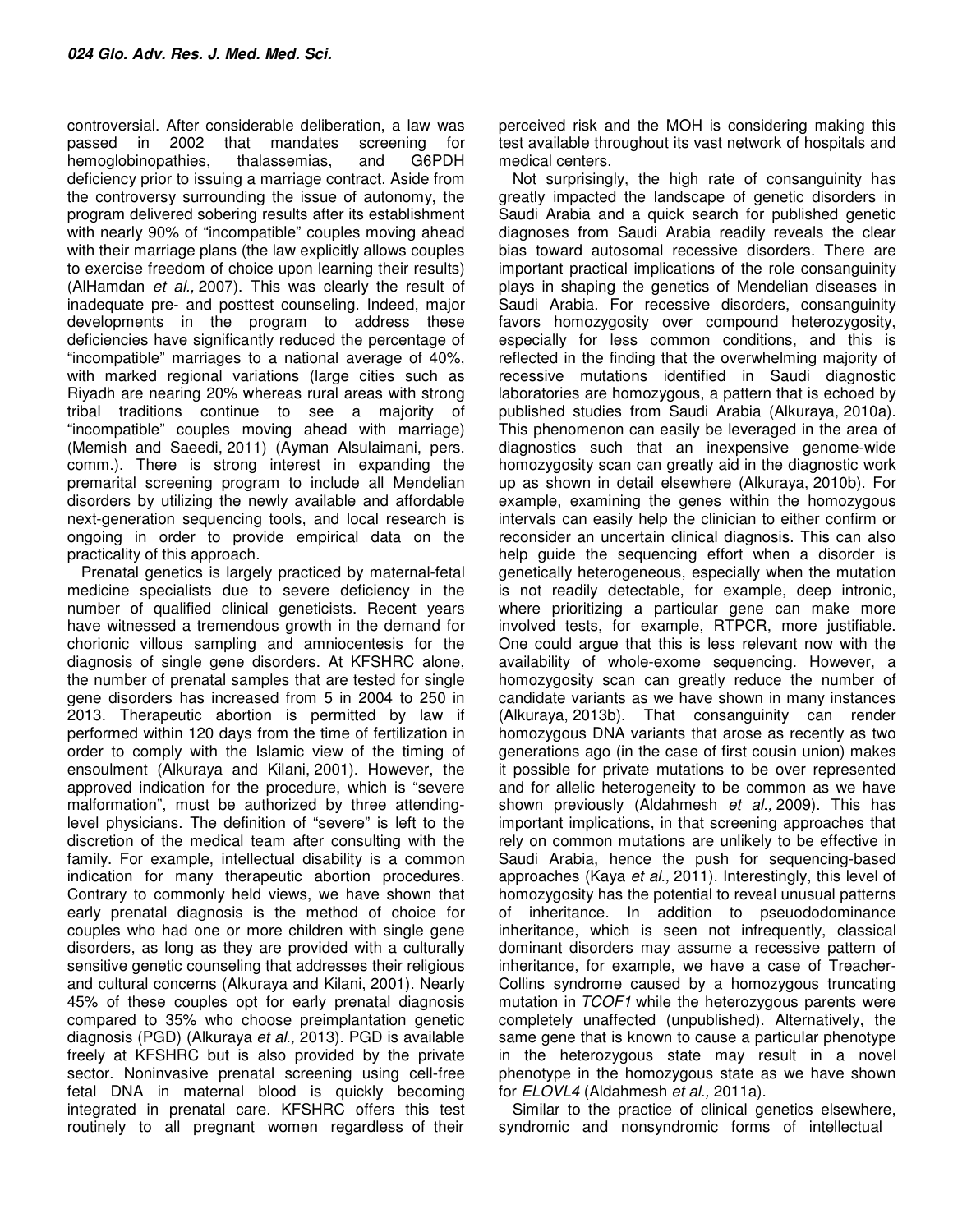controversial. After considerable deliberation, a law was passed in 2002 that mandates screening for hemoglobinopathies, thalassemias, and G6PDH deficiency prior to issuing a marriage contract. Aside from the controversy surrounding the issue of autonomy, the program delivered sobering results after its establishment with nearly 90% of "incompatible" couples moving ahead with their marriage plans (the law explicitly allows couples to exercise freedom of choice upon learning their results) (AlHamdan *et al.,* 2007). This was clearly the result of inadequate pre- and posttest counseling. Indeed, major developments in the program to address these deficiencies have significantly reduced the percentage of "incompatible" marriages to a national average of 40%, with marked regional variations (large cities such as Riyadh are nearing 20% whereas rural areas with strong tribal traditions continue to see a majority of "incompatible" couples moving ahead with marriage) (Memish and Saeedi, 2011) (Ayman Alsulaimani, pers. comm.). There is strong interest in expanding the premarital screening program to include all Mendelian disorders by utilizing the newly available and affordable next-generation sequencing tools, and local research is ongoing in order to provide empirical data on the practicality of this approach.

Prenatal genetics is largely practiced by maternal-fetal medicine specialists due to severe deficiency in the number of qualified clinical geneticists. Recent years have witnessed a tremendous growth in the demand for chorionic villous sampling and amniocentesis for the diagnosis of single gene disorders. At KFSHRC alone, the number of prenatal samples that are tested for single gene disorders has increased from 5 in 2004 to 250 in 2013. Therapeutic abortion is permitted by law if performed within 120 days from the time of fertilization in order to comply with the Islamic view of the timing of ensoulment (Alkuraya and Kilani, 2001). However, the approved indication for the procedure, which is "severe malformation", must be authorized by three attending-level physicians. The definition of "severe" is left to the discretion of the medical team after consulting with the family. For example, intellectual disability is a common indication for many therapeutic abortion procedures. Contrary to commonly held views, we have shown that early prenatal diagnosis is the method of choice for couples who had one or more children with single gene disorders, as long as they are provided with a culturally sensitive genetic counseling that addresses their religious and cultural concerns (Alkuraya and Kilani, 2001). Nearly 45% of these couples opt for early prenatal diagnosis compared to 35% who choose preimplantation genetic diagnosis (PGD) (Alkuraya *et al.,* 2013). PGD is available freely at KFSHRC but is also provided by the private sector. Noninvasive prenatal screening using cell-free fetal DNA in maternal blood is quickly becoming integrated in prenatal care. KFSHRC offers this test routinely to all pregnant women regardless of their perceived risk and the MOH is considering making this test available throughout its vast network of hospitals and medical centers.

Not surprisingly, the high rate of consanguinity has greatly impacted the landscape of genetic disorders in Saudi Arabia and a quick search for published genetic diagnoses from Saudi Arabia readily reveals the clear bias toward autosomal recessive disorders. There are important practical implications of the role consanguinity plays in shaping the genetics of Mendelian diseases in Saudi Arabia. For recessive disorders, consanguinity favors homozygosity over compound heterozygosity, especially for less common conditions, and this is reflected in the finding that the overwhelming majority of recessive mutations identified in Saudi diagnostic laboratories are homozygous, a pattern that is echoed by published studies from Saudi Arabia (Alkuraya, 2010a). This phenomenon can easily be leveraged in the area of diagnostics such that an inexpensive genome-wide homozygosity scan can greatly aid in the diagnostic work up as shown in detail elsewhere (Alkuraya, 2010b). For example, examining the genes within the homozygous intervals can easily help the clinician to either confirm or reconsider an uncertain clinical diagnosis. This can also help guide the sequencing effort when a disorder is genetically heterogeneous, especially when the mutation is not readily detectable, for example, deep intronic, where prioritizing a particular gene can make more involved tests, for example, RTPCR, more justifiable. One could argue that this is less relevant now with the availability of whole-exome sequencing. However, a homozygosity scan can greatly reduce the number of candidate variants as we have shown in many instances (Alkuraya, 2013b). That consanguinity can render homozygous DNA variants that arose as recently as two generations ago (in the case of first cousin union) makes it possible for private mutations to be over represented and for allelic heterogeneity to be common as we have shown previously (Aldahmesh *et al.,* 2009). This has important implications, in that screening approaches that rely on common mutations are unlikely to be effective in Saudi Arabia, hence the push for sequencing-based approaches (Kaya *et al.,* 2011). Interestingly, this level of homozygosity has the potential to reveal unusual patterns of inheritance. In addition to pseudodominance inheritance, which is seen not infrequently, classical dominant disorders may assume a recessive pattern of inheritance, for example, we have a case of Treacher-Collins syndrome caused by a homozygous truncating mutation in *TCOF1* while the heterozygous parents were completely unaffected (unpublished). Alternatively, the same gene that is known to cause a particular phenotype in the heterozygous state may result in a novel phenotype in the homozygous state as we have shown for *ELOVL4* (Aldahmesh *et al.,* 2011a).

Similar to the practice of clinical genetics elsewhere, syndromic and nonsyndromic forms of intellectual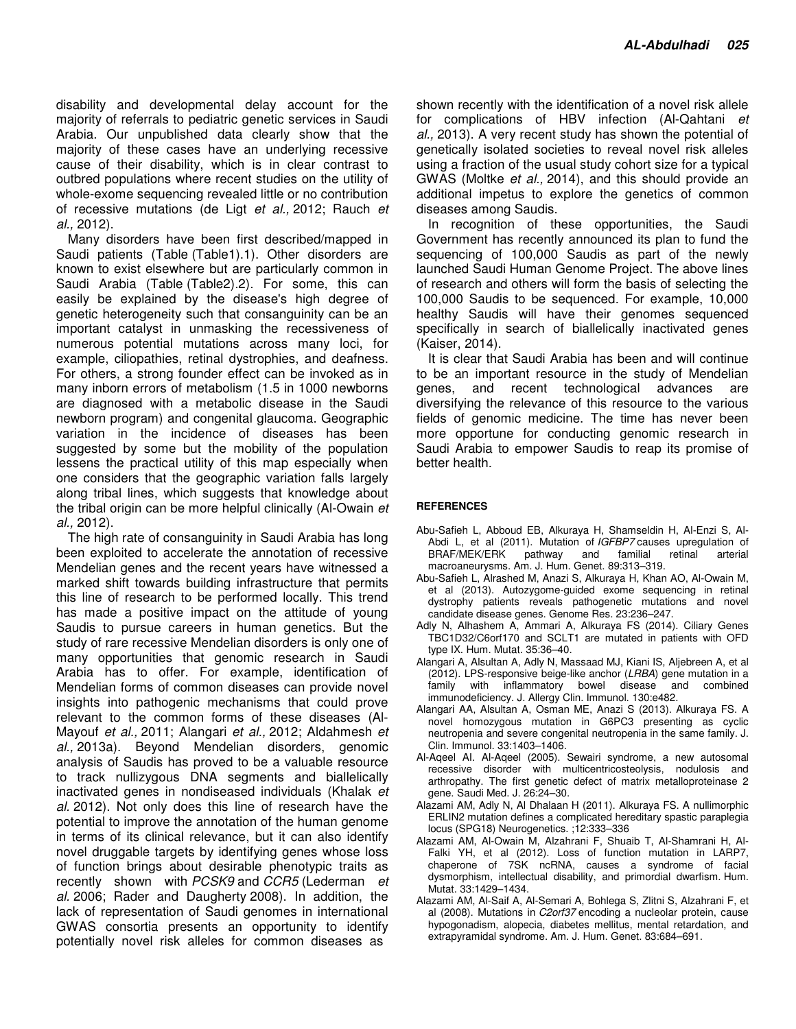disability and developmental delay account for the majority of referrals to pediatric genetic services in Saudi Arabia. Our unpublished data clearly show that the majority of these cases have an underlying recessive cause of their disability, which is in clear contrast to outbred populations where recent studies on the utility of whole-exome sequencing revealed little or no contribution of recessive mutations (de Ligt *et al.,* 2012; Rauch *et al.,* 2012).

Many disorders have been first described/mapped in Saudi patients (Table (Table1).1). Other disorders are known to exist elsewhere but are particularly common in Saudi Arabia (Table (Table2).2). For some, this can easily be explained by the disease's high degree of genetic heterogeneity such that consanguinity can be an important catalyst in unmasking the recessiveness of numerous potential mutations across many loci, for example, ciliopathies, retinal dystrophies, and deafness. For others, a strong founder effect can be invoked as in many inborn errors of metabolism (1.5 in 1000 newborns are diagnosed with a metabolic disease in the Saudi newborn program) and congenital glaucoma. Geographic variation in the incidence of diseases has been suggested by some but the mobility of the population lessens the practical utility of this map especially when one considers that the geographic variation falls largely along tribal lines, which suggests that knowledge about the tribal origin can be more helpful clinically (Al-Owain *et al.,* 2012).

The high rate of consanguinity in Saudi Arabia has long been exploited to accelerate the annotation of recessive Mendelian genes and the recent years have witnessed a marked shift towards building infrastructure that permits this line of research to be performed locally. This trend has made a positive impact on the attitude of young Saudis to pursue careers in human genetics. But the study of rare recessive Mendelian disorders is only one of many opportunities that genomic research in Saudi Arabia has to offer. For example, identification of Mendelian forms of common diseases can provide novel insights into pathogenic mechanisms that could prove relevant to the common forms of these diseases (Al-Mayouf *et al.,* 2011; Alangari *et al.,* 2012; Aldahmesh *et al.,* 2013a). Beyond Mendelian disorders, genomic analysis of Saudis has proved to be a valuable resource to track nullizygous DNA segments and biallelically inactivated genes in nondiseased individuals (Khalak *et al.* 2012). Not only does this line of research have the potential to improve the annotation of the human genome in terms of its clinical relevance, but it can also identify novel druggable targets by identifying genes whose loss of function brings about desirable phenotypic traits as recently shown with *PCSK9* and *CCR5* (Lederman *et al.* 2006; Rader and Daugherty 2008). In addition, the lack of representation of Saudi genomes in international GWAS consortia presents an opportunity to identify potentially novel risk alleles for common diseases as shown recently with the identification of a novel risk allele for complications of HBV infection (Al-Qahtani *et al.,* 2013). A very recent study has shown the potential of genetically isolated societies to reveal novel risk alleles using a fraction of the usual study cohort size for a typical GWAS (Moltke *et al.,* 2014), and this should provide an additional impetus to explore the genetics of common diseases among Saudis.

In recognition of these opportunities, the Saudi Government has recently announced its plan to fund the sequencing of 100,000 Saudis as part of the newly launched Saudi Human Genome Project. The above lines of research and others will form the basis of selecting the 100,000 Saudis to be sequenced. For example, 10,000 healthy Saudis will have their genomes sequenced specifically in search of biallelically inactivated genes (Kaiser, 2014).

It is clear that Saudi Arabia has been and will continue to be an important resource in the study of Mendelian genes, and recent technological advances are diversifying the relevance of this resource to the various fields of genomic medicine. The time has never been more opportune for conducting genomic research in Saudi Arabia to empower Saudis to reap its promise of better health.

## REFERENCES

- Abu-Safieh L, Abboud EB, Alkuraya H, Shamseldin H, Al-Enzi S, Al-Abdi L, et al (2011). Mutation of *IGFBP7* causes upregulation of BRAF/MEK/ERK pathway and familial retinal arterial macroaneurysms. Am. J. Hum. Genet. 89:313–319.
- Abu-Safieh L, Alrashed M, Anazi S, Alkuraya H, Khan AO, Al-Owain M, et al (2013). Autozygome-guided exome sequencing in retinal dystrophy patients reveals pathogenetic mutations and novel candidate disease genes. Genome Res. 23:236–247.
- Adly N, Alhashem A, Ammari A, Alkuraya FS (2014). Ciliary Genes TBC1D32/C6orf170 and SCLT1 are mutated in patients with OFD type IX. Hum. Mutat. 35:36–40.
- Alangari A, Alsultan A, Adly N, Massaad MJ, Kiani IS, Aljebreen A, et al (2012). LPS-responsive beige-like anchor (*LRBA*) gene mutation in a family with inflammatory bowel disease and combined immunodeficiency. J. Allergy Clin. Immunol. 130:e482.
- Alangari AA, Alsultan A, Osman ME, Anazi S (2013). Alkuraya FS. A novel homozygous mutation in G6PC3 presenting as cyclic neutropenia and severe congenital neutropenia in the same family. J. Clin. Immunol. 33:1403–1406.
- Al-Aqeel AI. Al-Aqeel (2005). Sewairi syndrome, a new autosomal recessive disorder with multicentricosteolysis, nodulosis and arthropathy. The first genetic defect of matrix metalloproteinase 2 gene. Saudi Med. J. 26:24–30.
- Alazami AM, Adly N, Al Dhalaan H (2011). Alkuraya FS. A nullimorphic ERLIN2 mutation defines a complicated hereditary spastic paraplegia locus (SPG18) Neurogenetics. ;12:333–336
- Alazami AM, Al-Owain M, Alzahrani F, Shuaib T, Al-Shamrani H, Al-Falki YH, et al (2012). Loss of function mutation in LARP7, chaperone of 7SK ncRNA, causes a syndrome of facial dysmorphism, intellectual disability, and primordial dwarfism. Hum. Mutat. 33:1429–1434.
- Alazami AM, Al-Saif A, Al-Semari A, Bohlega S, Zlitni S, Alzahrani F, et al (2008). Mutations in *C2orf37* encoding a nucleolar protein, cause hypogonadism, alopecia, diabetes mellitus, mental retardation, and extrapyramidal syndrome. Am. J. Hum. Genet. 83:684–691.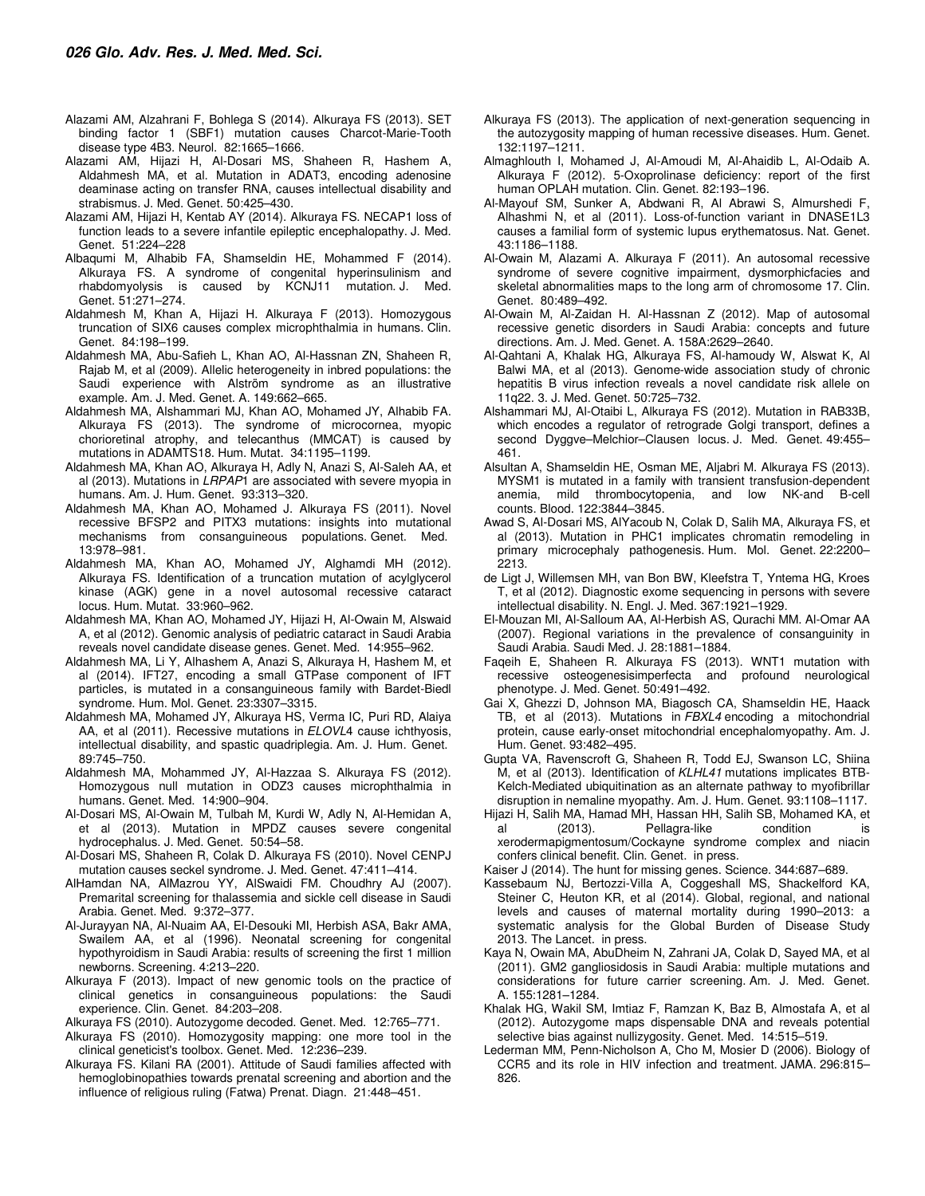Alazami AM, Alzahrani F, Bohlega S (2014). Alkuraya FS (2013). SET binding factor 1 (SBF1) mutation causes Charcot-Marie-Tooth disease type 4B3. Neurol. 82:1665–1666.

Alazami AM, Hijazi H, Al-Dosari MS, Shaheen R, Hashem A, Aldahmesh MA, et al. Mutation in ADAT3, encoding adenosine deaminase acting on transfer RNA, causes intellectual disability and strabismus. J. Med. Genet. 50:425–430.

Alazami AM, Hijazi H, Kentab AY (2014). Alkuraya FS. NECAP1 loss of function leads to a severe infantile epileptic encephalopathy. J. Med. Genet. 51:224–228

Albaqumi M, Alhabib FA, Shamseldin HE, Mohammed F (2014). Alkuraya FS. A syndrome of congenital hyperinsulinism and rhabdomyolysis is caused by KCNJ11 mutation. J. Med. Genet. 51:271–274.

Aldahmesh M, Khan A, Hijazi H. Alkuraya F (2013). Homozygous truncation of SIX6 causes complex microphthalmia in humans. Clin. Genet. 84:198–199.

Aldahmesh MA, Abu-Safieh L, Khan AO, Al-Hassnan ZN, Shaheen R, Rajab M, et al (2009). Allelic heterogeneity in inbred populations: the Saudi experience with Alström syndrome as an illustrative example. Am. J. Med. Genet. A. 149:662–665.

Aldahmesh MA, Alshammari MJ, Khan AO, Mohamed JY, Alhabib FA. Alkuraya FS (2013). The syndrome of microcornea, myopic chorioretinal atrophy, and telecanthus (MMCAT) is caused by mutations in ADAMTS18. Hum. Mutat. 34:1195–1199.

Aldahmesh MA, Khan AO, Alkuraya H, Adly N, Anazi S, Al-Saleh AA, et al (2013). Mutations in *LRPAP*1 are associated with severe myopia in humans. Am. J. Hum. Genet. 93:313–320.

Aldahmesh MA, Khan AO, Mohamed J. Alkuraya FS (2011). Novel recessive BFSP2 and PITX3 mutations: insights into mutational mechanisms from consanguineous populations. Genet. Med. 13:978–981.

Aldahmesh MA, Khan AO, Mohamed JY, Alghamdi MH (2012). Alkuraya FS. Identification of a truncation mutation of acylglycerol kinase (AGK) gene in a novel autosomal recessive cataract locus. Hum. Mutat. 33:960–962.

Aldahmesh MA, Khan AO, Mohamed JY, Hijazi H, Al-Owain M, Alswaid A, et al (2012). Genomic analysis of pediatric cataract in Saudi Arabia reveals novel candidate disease genes. Genet. Med. 14:955–962.

Aldahmesh MA, Li Y, Alhashem A, Anazi S, Alkuraya H, Hashem M, et al (2014). IFT27, encoding a small GTPase component of IFT particles, is mutated in a consanguineous family with Bardet-Biedl syndrome. Hum. Mol. Genet. 23:3307–3315.

Aldahmesh MA, Mohamed JY, Alkuraya HS, Verma IC, Puri RD, Alaiya AA, et al (2011). Recessive mutations in *ELOVL*4 cause ichthyosis, intellectual disability, and spastic quadriplegia. Am. J. Hum. Genet. 89:745–750.

Aldahmesh MA, Mohammed JY, Al-Hazzaa S. Alkuraya FS (2012). Homozygous null mutation in ODZ3 causes microphthalmia in humans. Genet. Med. 14:900–904.

Al-Dosari MS, Al-Owain M, Tulbah M, Kurdi W, Adly N, Al-Hemidan A, et al (2013). Mutation in MPDZ causes severe congenital hydrocephalus. J. Med. Genet. 50:54–58.

Al-Dosari MS, Shaheen R, Colak D. Alkuraya FS (2010). Novel CENPJ mutation causes seckel syndrome. J. Med. Genet. 47:411–414.

AlHamdan NA, AlMazrou YY, AlSwaidi FM. Choudhry AJ (2007). Premarital screening for thalassemia and sickle cell disease in Saudi Arabia. Genet. Med. 9:372–377.

Al-Jurayyan NA, Al-Nuaim AA, El-Desouki MI, Herbish ASA, Bakr AMA, Swailem AA, et al (1996). Neonatal screening for congenital hypothyroidism in Saudi Arabia: results of screening the first 1 million newborns. Screening. 4:213–220.

Alkuraya F (2013). Impact of new genomic tools on the practice of clinical genetics in consanguineous populations: the Saudi experience. Clin. Genet. 84:203–208.

Alkuraya FS (2010). Autozygome decoded. Genet. Med. 12:765–771.

Alkuraya FS (2010). Homozygosity mapping: one more tool in the clinical geneticist's toolbox. Genet. Med. 12:236–239.

Alkuraya FS. Kilani RA (2001). Attitude of Saudi families affected with hemoglobinopathies towards prenatal screening and abortion and the influence of religious ruling (Fatwa) Prenat. Diagn. 21:448–451.

Alkuraya FS (2013). The application of next-generation sequencing in the autozygosity mapping of human recessive diseases. Hum. Genet. 132:1197–1211.

Almaghlouth I, Mohamed J, Al-Amoudi M, Al-Ahaidib L, Al-Odaib A. Alkuraya F (2012). 5-Oxoprolinase deficiency: report of the first human OPLAH mutation. Clin. Genet. 82:193–196.

Al-Mayouf SM, Sunker A, Abdwani R, Al Abrawi S, Almurshedi F, Alhashmi N, et al (2011). Loss-of-function variant in DNASE1L3 causes a familial form of systemic lupus erythematosus. Nat. Genet. 43:1186–1188.

Al-Owain M, Alazami A. Alkuraya F (2011). An autosomal recessive syndrome of severe cognitive impairment, dysmorphicfacies and skeletal abnormalities maps to the long arm of chromosome 17. Clin. Genet. 80:489–492.

Al-Owain M, Al-Zaidan H. Al-Hassnan Z (2012). Map of autosomal recessive genetic disorders in Saudi Arabia: concepts and future directions. Am. J. Med. Genet. A. 158A:2629–2640.

Al-Qahtani A, Khalak HG, Alkuraya FS, Al-hamoudy W, Alswat K, Al Balwi MA, et al (2013). Genome-wide association study of chronic hepatitis B virus infection reveals a novel candidate risk allele on 11q22. 3. J. Med. Genet. 50:725–732.

Alshammari MJ, Al-Otaibi L, Alkuraya FS (2012). Mutation in RAB33B, which encodes a regulator of retrograde Golgi transport, defines a second Dyggve–Melchior–Clausen locus. J. Med. Genet. 49:455–461.

Alsultan A, Shamseldin HE, Osman ME, Aljabri M. Alkuraya FS (2013). MYSM1 is mutated in a family with transient transfusion-dependent anemia, mild thrombocytopenia, and low NK-and B-cell counts. Blood. 122:3844–3845.

Awad S, Al-Dosari MS, AlYacoub N, Colak D, Salih MA, Alkuraya FS, et al (2013). Mutation in PHC1 implicates chromatin remodeling in primary microcephaly pathogenesis. Hum. Mol. Genet. 22:2200–2213.

de Ligt J, Willemsen MH, van Bon BW, Kleefstra T, Yntema HG, Kroes T, et al (2012). Diagnostic exome sequencing in persons with severe intellectual disability. N. Engl. J. Med. 367:1921–1929.

El-Mouzan MI, Al-Salloum AA, Al-Herbish AS, Qurachi MM. Al-Omar AA (2007). Regional variations in the prevalence of consanguinity in Saudi Arabia. Saudi Med. J. 28:1881–1884.

Faqeih E, Shaheen R. Alkuraya FS (2013). WNT1 mutation with recessive osteogenesisimperfecta and profound neurological phenotype. J. Med. Genet. 50:491–492.

Gai X, Ghezzi D, Johnson MA, Biagosch CA, Shamseldin HE, Haack TB, et al (2013). Mutations in *FBXL4* encoding a mitochondrial protein, cause early-onset mitochondrial encephalomyopathy. Am. J. Hum. Genet. 93:482–495.

Gupta VA, Ravenscroft G, Shaheen R, Todd EJ, Swanson LC, Shiina M, et al (2013). Identification of *KLHL41* mutations implicates BTB-Kelch-Mediated ubiquitination as an alternate pathway to myofibrillar disruption in nemaline myopathy. Am. J. Hum. Genet. 93:1108–1117.

Hijazi H, Salih MA, Hamad MH, Hassan HH, Salih SB, Mohamed KA, et al (2013). Pellagra-like condition is xerodermapigmentosum/Cockayne syndrome complex and niacin confers clinical benefit. Clin. Genet. in press.

Kaiser J (2014). The hunt for missing genes. Science. 344:687–689.

Kassebaum NJ, Bertozzi-Villa A, Coggeshall MS, Shackelford KA, Steiner C, Heuton KR, et al (2014). Global, regional, and national levels and causes of maternal mortality during 1990–2013: a systematic analysis for the Global Burden of Disease Study 2013. The Lancet. in press.

Kaya N, Owain MA, AbuDheim N, Zahrani JA, Colak D, Sayed MA, et al (2011). GM2 gangliosidosis in Saudi Arabia: multiple mutations and considerations for future carrier screening. Am. J. Med. Genet. A. 155:1281–1284.

Khalak HG, Wakil SM, Imtiaz F, Ramzan K, Baz B, Almostafa A, et al (2012). Autozygome maps dispensable DNA and reveals potential selective bias against nullizygosity. Genet. Med. 14:515–519.

Lederman MM, Penn-Nicholson A, Cho M, Mosier D (2006). Biology of CCR5 and its role in HIV infection and treatment. JAMA. 296:815–826.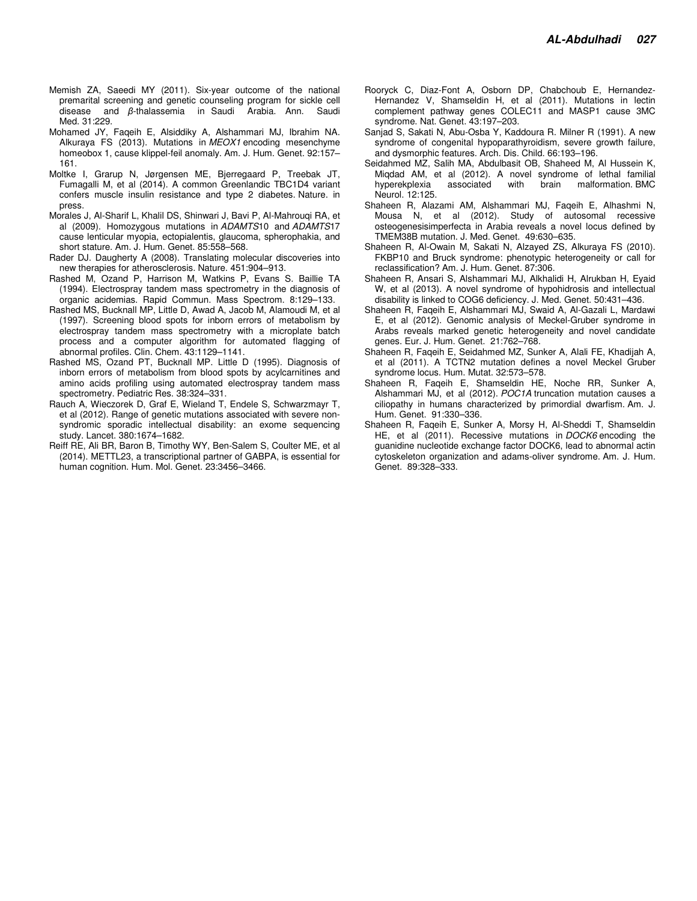Memish ZA, Saeedi MY (2011). Six-year outcome of the national premarital screening and genetic counseling program for sickle cell disease and *β*-thalassemia in Saudi Arabia. Ann. Saudi Med. 31:229.

Mohamed JY, Faqeih E, Alsiddiky A, Alshammari MJ, Ibrahim NA. Alkuraya FS (2013). Mutations in *MEOX1* encoding mesenchyme homeobox 1, cause klippel-feil anomaly. Am. J. Hum. Genet. 92:157–161.

Moltke I, Grarup N, Jørgensen ME, Bjerregaard P, Treebak JT, Fumagalli M, et al (2014). A common Greenlandic TBC1D4 variant confers muscle insulin resistance and type 2 diabetes. Nature. in press.

Morales J, Al-Sharif L, Khalil DS, Shinwari J, Bavi P, Al-Mahrouqi RA, et al (2009). Homozygous mutations in *ADAMTS*10 and *ADAMTS*17 cause lenticular myopia, ectopialentis, glaucoma, spherophakia, and short stature. Am. J. Hum. Genet. 85:558–568.

Rader DJ. Daugherty A (2008). Translating molecular discoveries into new therapies for atherosclerosis. Nature. 451:904–913.

Rashed M, Ozand P, Harrison M, Watkins P, Evans S. Baillie TA (1994). Electrospray tandem mass spectrometry in the diagnosis of organic acidemias. Rapid Commun. Mass Spectrom. 8:129–133.

Rashed MS, Bucknall MP, Little D, Awad A, Jacob M, Alamoudi M, et al (1997). Screening blood spots for inborn errors of metabolism by electrospray tandem mass spectrometry with a microplate batch process and a computer algorithm for automated flagging of abnormal profiles. Clin. Chem. 43:1129–1141.

Rashed MS, Ozand PT, Bucknall MP. Little D (1995). Diagnosis of inborn errors of metabolism from blood spots by acylcarnitines and amino acids profiling using automated electrospray tandem mass spectrometry. Pediatric Res. 38:324–331.

Rauch A, Wieczorek D, Graf E, Wieland T, Endele S, Schwarzmayr T, et al (2012). Range of genetic mutations associated with severe non-syndromic sporadic intellectual disability: an exome sequencing study. Lancet. 380:1674–1682.

Reiff RE, Ali BR, Baron B, Timothy WY, Ben-Salem S, Coulter ME, et al (2014). METTL23, a transcriptional partner of GABPA, is essential for human cognition. Hum. Mol. Genet. 23:3456–3466.

Rooryck C, Diaz-Font A, Osborn DP, Chabchoub E, Hernandez-Hernandez V, Shamseldin H, et al (2011). Mutations in lectin complement pathway genes COLEC11 and MASP1 cause 3MC syndrome. Nat. Genet. 43:197–203.

Sanjad S, Sakati N, Abu-Osba Y, Kaddoura R. Milner R (1991). A new syndrome of congenital hypoparathyroidism, severe growth failure, and dysmorphic features. Arch. Dis. Child. 66:193–196.

Seidahmed MZ, Salih MA, Abdulbasit OB, Shaheed M, Al Hussein K, Miqdad AM, et al (2012). A novel syndrome of lethal familial hyperekplexia associated with brain malformation. BMC Neurol. 12:125.

Shaheen R, Alazami AM, Alshammari MJ, Faqeih E, Alhashmi N, Mousa N, et al (2012). Study of autosomal recessive osteogenesisimperfecta in Arabia reveals a novel locus defined by TMEM38B mutation. J. Med. Genet. 49:630–635.

Shaheen R, Al-Owain M, Sakati N, Alzayed ZS, Alkuraya FS (2010). FKBP10 and Bruck syndrome: phenotypic heterogeneity or call for reclassification? Am. J. Hum. Genet. 87:306.

Shaheen R, Ansari S, Alshammari MJ, Alkhalidi H, Alrukban H, Eyaid W, et al (2013). A novel syndrome of hypohidrosis and intellectual disability is linked to COG6 deficiency. J. Med. Genet. 50:431–436.

Shaheen R, Faqeih E, Alshammari MJ, Swaid A, Al-Gazali L, Mardawi E, et al (2012). Genomic analysis of Meckel-Gruber syndrome in Arabs reveals marked genetic heterogeneity and novel candidate genes. Eur. J. Hum. Genet. 21:762–768.

Shaheen R, Faqeih E, Seidahmed MZ, Sunker A, Alali FE, Khadijah A, et al (2011). A TCTN2 mutation defines a novel Meckel Gruber syndrome locus. Hum. Mutat. 32:573–578.

Shaheen R, Faqeih E, Shamseldin HE, Noche RR, Sunker A, Alshammari MJ, et al (2012). *POC1A* truncation mutation causes a ciliopathy in humans characterized by primordial dwarfism. Am. J. Hum. Genet. 91:330–336.

Shaheen R, Faqeih E, Sunker A, Morsy H, Al-Sheddi T, Shamseldin HE, et al (2011). Recessive mutations in *DOCK6* encoding the guanidine nucleotide exchange factor DOCK6, lead to abnormal actin cytoskeleton organization and adams-oliver syndrome. Am. J. Hum. Genet. 89:328–333.